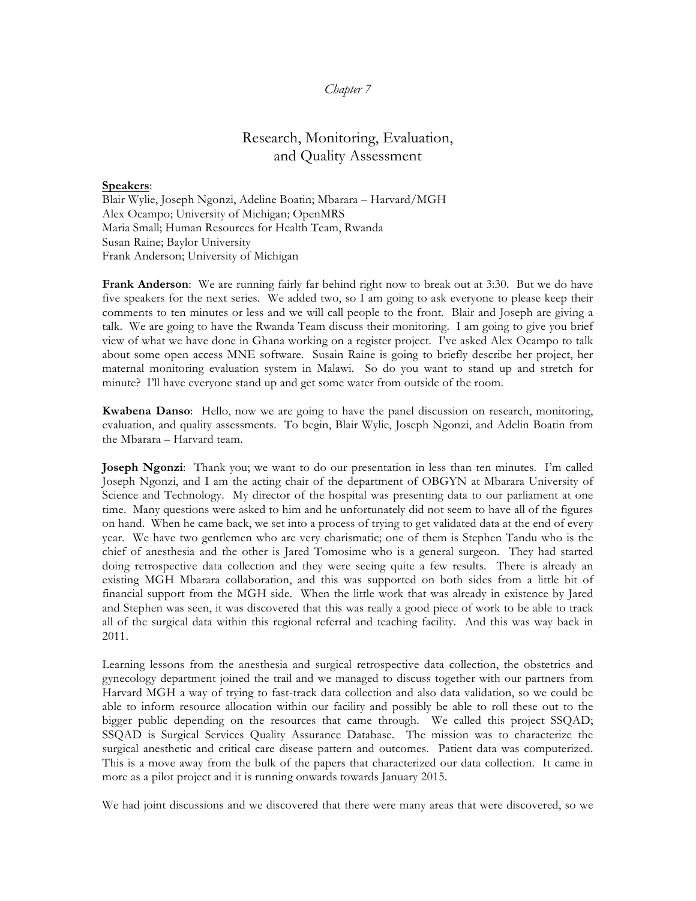*Chapter 7*

# Research, Monitoring, Evaluation, and Quality Assessment

**Speakers**:
Blair Wylie, Joseph Ngonzi, Adeline Boatin; Mbarara – Harvard/MGH
Alex Ocampo; University of Michigan; OpenMRS
Maria Small; Human Resources for Health Team, Rwanda
Susan Raine; Baylor University
Frank Anderson; University of Michigan

**Frank Anderson**: We are running fairly far behind right now to break out at 3:30. But we do have five speakers for the next series. We added two, so I am going to ask everyone to please keep their comments to ten minutes or less and we will call people to the front. Blair and Joseph are giving a talk. We are going to have the Rwanda Team discuss their monitoring. I am going to give you brief view of what we have done in Ghana working on a register project. I've asked Alex Ocampo to talk about some open access MNE software. Susain Raine is going to briefly describe her project, her maternal monitoring evaluation system in Malawi. So do you want to stand up and stretch for minute? I'll have everyone stand up and get some water from outside of the room.

**Kwabena Danso**: Hello, now we are going to have the panel discussion on research, monitoring, evaluation, and quality assessments. To begin, Blair Wylie, Joseph Ngonzi, and Adelin Boatin from the Mbarara – Harvard team.

**Joseph Ngonzi**: Thank you; we want to do our presentation in less than ten minutes. I'm called Joseph Ngonzi, and I am the acting chair of the department of OBGYN at Mbarara University of Science and Technology. My director of the hospital was presenting data to our parliament at one time. Many questions were asked to him and he unfortunately did not seem to have all of the figures on hand. When he came back, we set into a process of trying to get validated data at the end of every year. We have two gentlemen who are very charismatic; one of them is Stephen Tandu who is the chief of anesthesia and the other is Jared Tomosime who is a general surgeon. They had started doing retrospective data collection and they were seeing quite a few results. There is already an existing MGH Mbarara collaboration, and this was supported on both sides from a little bit of financial support from the MGH side. When the little work that was already in existence by Jared and Stephen was seen, it was discovered that this was really a good piece of work to be able to track all of the surgical data within this regional referral and teaching facility. And this was way back in 2011.

Learning lessons from the anesthesia and surgical retrospective data collection, the obstetrics and gynecology department joined the trail and we managed to discuss together with our partners from Harvard MGH a way of trying to fast-track data collection and also data validation, so we could be able to inform resource allocation within our facility and possibly be able to roll these out to the bigger public depending on the resources that came through. We called this project SSQAD; SSQAD is Surgical Services Quality Assurance Database. The mission was to characterize the surgical anesthetic and critical care disease pattern and outcomes. Patient data was computerized. This is a move away from the bulk of the papers that characterized our data collection. It came in more as a pilot project and it is running onwards towards January 2015.

We had joint discussions and we discovered that there were many areas that were discovered, so we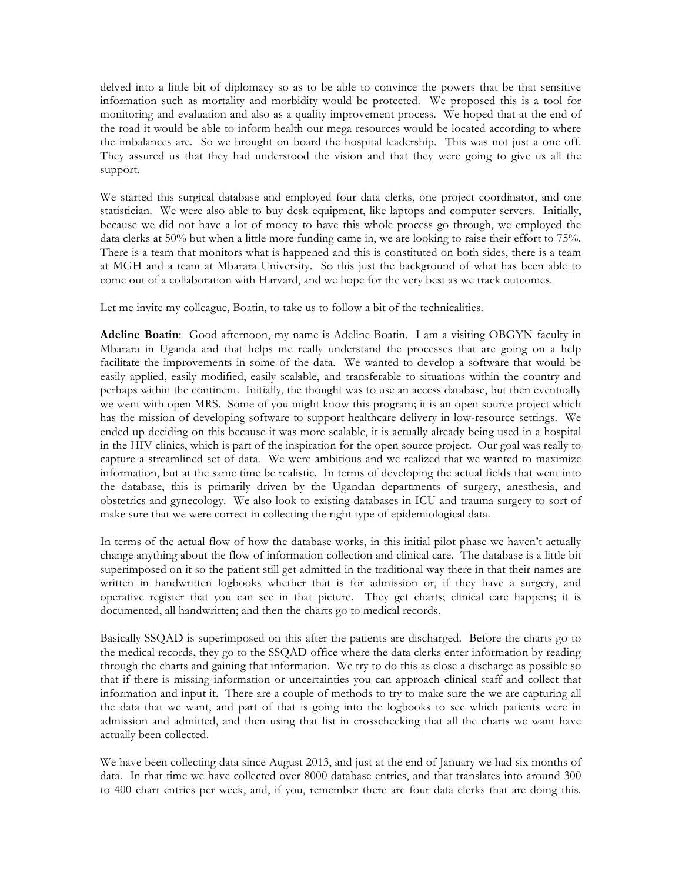delved into a little bit of diplomacy so as to be able to convince the powers that be that sensitive information such as mortality and morbidity would be protected. We proposed this is a tool for monitoring and evaluation and also as a quality improvement process. We hoped that at the end of the road it would be able to inform health our mega resources would be located according to where the imbalances are. So we brought on board the hospital leadership. This was not just a one off. They assured us that they had understood the vision and that they were going to give us all the support.

We started this surgical database and employed four data clerks, one project coordinator, and one statistician. We were also able to buy desk equipment, like laptops and computer servers. Initially, because we did not have a lot of money to have this whole process go through, we employed the data clerks at 50% but when a little more funding came in, we are looking to raise their effort to 75%. There is a team that monitors what is happened and this is constituted on both sides, there is a team at MGH and a team at Mbarara University. So this just the background of what has been able to come out of a collaboration with Harvard, and we hope for the very best as we track outcomes.

Let me invite my colleague, Boatin, to take us to follow a bit of the technicalities.

**Adeline Boatin**: Good afternoon, my name is Adeline Boatin. I am a visiting OBGYN faculty in Mbarara in Uganda and that helps me really understand the processes that are going on a help facilitate the improvements in some of the data. We wanted to develop a software that would be easily applied, easily modified, easily scalable, and transferable to situations within the country and perhaps within the continent. Initially, the thought was to use an access database, but then eventually we went with open MRS. Some of you might know this program; it is an open source project which has the mission of developing software to support healthcare delivery in low-resource settings. We ended up deciding on this because it was more scalable, it is actually already being used in a hospital in the HIV clinics, which is part of the inspiration for the open source project. Our goal was really to capture a streamlined set of data. We were ambitious and we realized that we wanted to maximize information, but at the same time be realistic. In terms of developing the actual fields that went into the database, this is primarily driven by the Ugandan departments of surgery, anesthesia, and obstetrics and gynecology. We also look to existing databases in ICU and trauma surgery to sort of make sure that we were correct in collecting the right type of epidemiological data.

In terms of the actual flow of how the database works, in this initial pilot phase we haven't actually change anything about the flow of information collection and clinical care. The database is a little bit superimposed on it so the patient still get admitted in the traditional way there in that their names are written in handwritten logbooks whether that is for admission or, if they have a surgery, and operative register that you can see in that picture. They get charts; clinical care happens; it is documented, all handwritten; and then the charts go to medical records.

Basically SSQAD is superimposed on this after the patients are discharged. Before the charts go to the medical records, they go to the SSQAD office where the data clerks enter information by reading through the charts and gaining that information. We try to do this as close a discharge as possible so that if there is missing information or uncertainties you can approach clinical staff and collect that information and input it. There are a couple of methods to try to make sure the we are capturing all the data that we want, and part of that is going into the logbooks to see which patients were in admission and admitted, and then using that list in crosschecking that all the charts we want have actually been collected.

We have been collecting data since August 2013, and just at the end of January we had six months of data. In that time we have collected over 8000 database entries, and that translates into around 300 to 400 chart entries per week, and, if you, remember there are four data clerks that are doing this.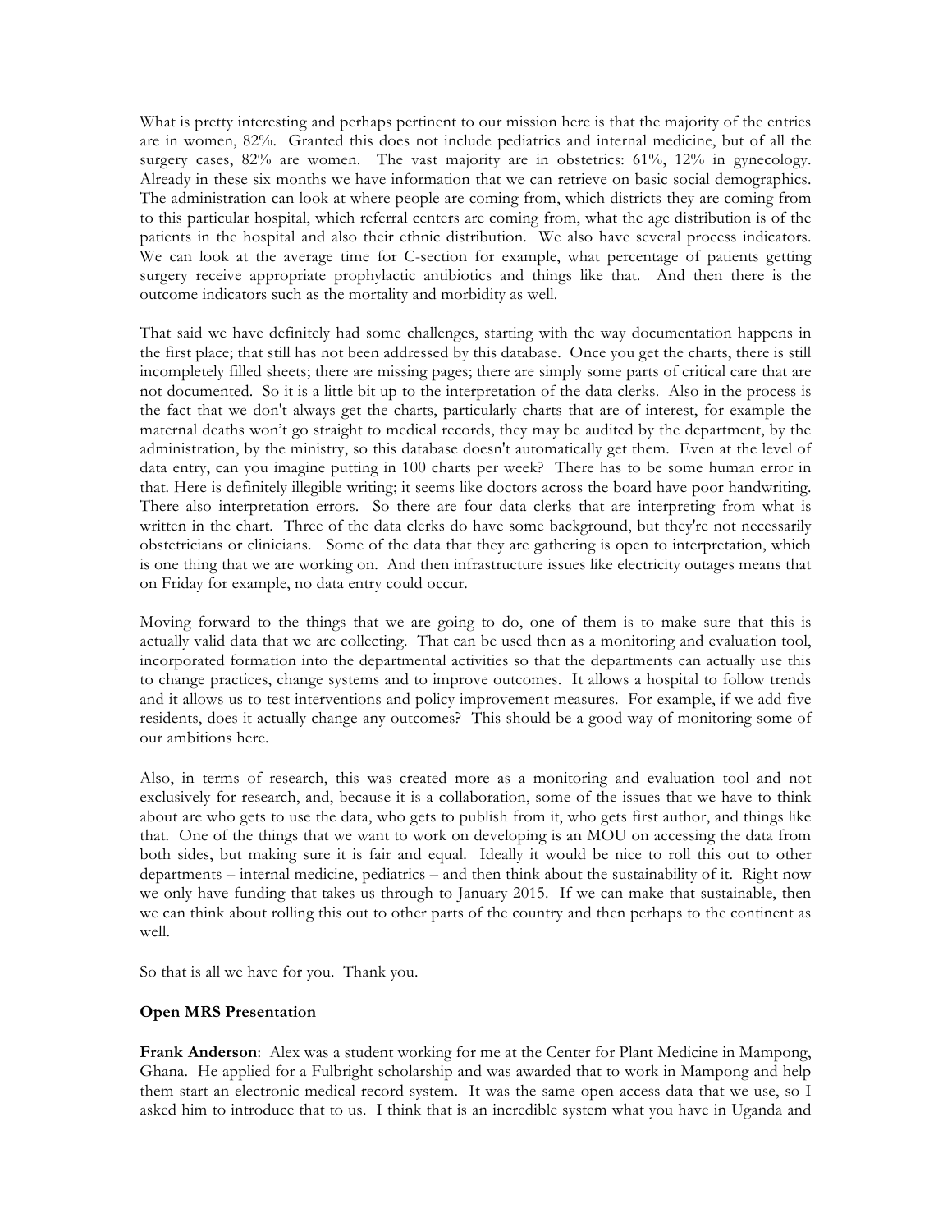What is pretty interesting and perhaps pertinent to our mission here is that the majority of the entries are in women, 82%. Granted this does not include pediatrics and internal medicine, but of all the surgery cases, 82% are women. The vast majority are in obstetrics: 61%, 12% in gynecology. Already in these six months we have information that we can retrieve on basic social demographics. The administration can look at where people are coming from, which districts they are coming from to this particular hospital, which referral centers are coming from, what the age distribution is of the patients in the hospital and also their ethnic distribution. We also have several process indicators. We can look at the average time for C-section for example, what percentage of patients getting surgery receive appropriate prophylactic antibiotics and things like that. And then there is the outcome indicators such as the mortality and morbidity as well.

That said we have definitely had some challenges, starting with the way documentation happens in the first place; that still has not been addressed by this database. Once you get the charts, there is still incompletely filled sheets; there are missing pages; there are simply some parts of critical care that are not documented. So it is a little bit up to the interpretation of the data clerks. Also in the process is the fact that we don't always get the charts, particularly charts that are of interest, for example the maternal deaths won't go straight to medical records, they may be audited by the department, by the administration, by the ministry, so this database doesn't automatically get them. Even at the level of data entry, can you imagine putting in 100 charts per week? There has to be some human error in that. Here is definitely illegible writing; it seems like doctors across the board have poor handwriting. There also interpretation errors. So there are four data clerks that are interpreting from what is written in the chart. Three of the data clerks do have some background, but they're not necessarily obstetricians or clinicians. Some of the data that they are gathering is open to interpretation, which is one thing that we are working on. And then infrastructure issues like electricity outages means that on Friday for example, no data entry could occur.

Moving forward to the things that we are going to do, one of them is to make sure that this is actually valid data that we are collecting. That can be used then as a monitoring and evaluation tool, incorporated formation into the departmental activities so that the departments can actually use this to change practices, change systems and to improve outcomes. It allows a hospital to follow trends and it allows us to test interventions and policy improvement measures. For example, if we add five residents, does it actually change any outcomes? This should be a good way of monitoring some of our ambitions here.

Also, in terms of research, this was created more as a monitoring and evaluation tool and not exclusively for research, and, because it is a collaboration, some of the issues that we have to think about are who gets to use the data, who gets to publish from it, who gets first author, and things like that. One of the things that we want to work on developing is an MOU on accessing the data from both sides, but making sure it is fair and equal. Ideally it would be nice to roll this out to other departments – internal medicine, pediatrics – and then think about the sustainability of it. Right now we only have funding that takes us through to January 2015. If we can make that sustainable, then we can think about rolling this out to other parts of the country and then perhaps to the continent as well.

So that is all we have for you. Thank you.

**Open MRS Presentation**

**Frank Anderson**: Alex was a student working for me at the Center for Plant Medicine in Mampong, Ghana. He applied for a Fulbright scholarship and was awarded that to work in Mampong and help them start an electronic medical record system. It was the same open access data that we use, so I asked him to introduce that to us. I think that is an incredible system what you have in Uganda and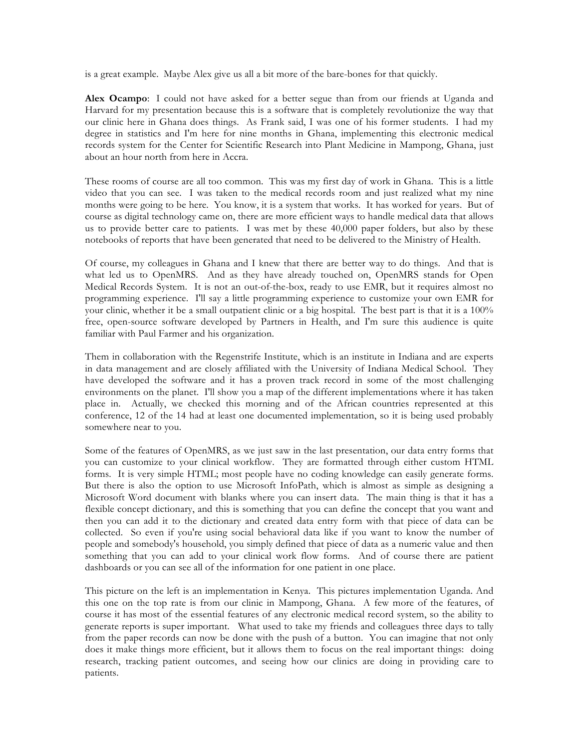is a great example. Maybe Alex give us all a bit more of the bare-bones for that quickly.

**Alex Ocampo**: I could not have asked for a better segue than from our friends at Uganda and Harvard for my presentation because this is a software that is completely revolutionize the way that our clinic here in Ghana does things. As Frank said, I was one of his former students. I had my degree in statistics and I'm here for nine months in Ghana, implementing this electronic medical records system for the Center for Scientific Research into Plant Medicine in Mampong, Ghana, just about an hour north from here in Accra.

These rooms of course are all too common. This was my first day of work in Ghana. This is a little video that you can see. I was taken to the medical records room and just realized what my nine months were going to be here. You know, it is a system that works. It has worked for years. But of course as digital technology came on, there are more efficient ways to handle medical data that allows us to provide better care to patients. I was met by these 40,000 paper folders, but also by these notebooks of reports that have been generated that need to be delivered to the Ministry of Health.

Of course, my colleagues in Ghana and I knew that there are better way to do things. And that is what led us to OpenMRS. And as they have already touched on, OpenMRS stands for Open Medical Records System. It is not an out-of-the-box, ready to use EMR, but it requires almost no programming experience. I'll say a little programming experience to customize your own EMR for your clinic, whether it be a small outpatient clinic or a big hospital. The best part is that it is a 100% free, open-source software developed by Partners in Health, and I'm sure this audience is quite familiar with Paul Farmer and his organization.

Them in collaboration with the Regenstrife Institute, which is an institute in Indiana and are experts in data management and are closely affiliated with the University of Indiana Medical School. They have developed the software and it has a proven track record in some of the most challenging environments on the planet. I'll show you a map of the different implementations where it has taken place in. Actually, we checked this morning and of the African countries represented at this conference, 12 of the 14 had at least one documented implementation, so it is being used probably somewhere near to you.

Some of the features of OpenMRS, as we just saw in the last presentation, our data entry forms that you can customize to your clinical workflow. They are formatted through either custom HTML forms. It is very simple HTML; most people have no coding knowledge can easily generate forms. But there is also the option to use Microsoft InfoPath, which is almost as simple as designing a Microsoft Word document with blanks where you can insert data. The main thing is that it has a flexible concept dictionary, and this is something that you can define the concept that you want and then you can add it to the dictionary and created data entry form with that piece of data can be collected. So even if you're using social behavioral data like if you want to know the number of people and somebody's household, you simply defined that piece of data as a numeric value and then something that you can add to your clinical work flow forms. And of course there are patient dashboards or you can see all of the information for one patient in one place.

This picture on the left is an implementation in Kenya. This pictures implementation Uganda. And this one on the top rate is from our clinic in Mampong, Ghana. A few more of the features, of course it has most of the essential features of any electronic medical record system, so the ability to generate reports is super important. What used to take my friends and colleagues three days to tally from the paper records can now be done with the push of a button. You can imagine that not only does it make things more efficient, but it allows them to focus on the real important things: doing research, tracking patient outcomes, and seeing how our clinics are doing in providing care to patients.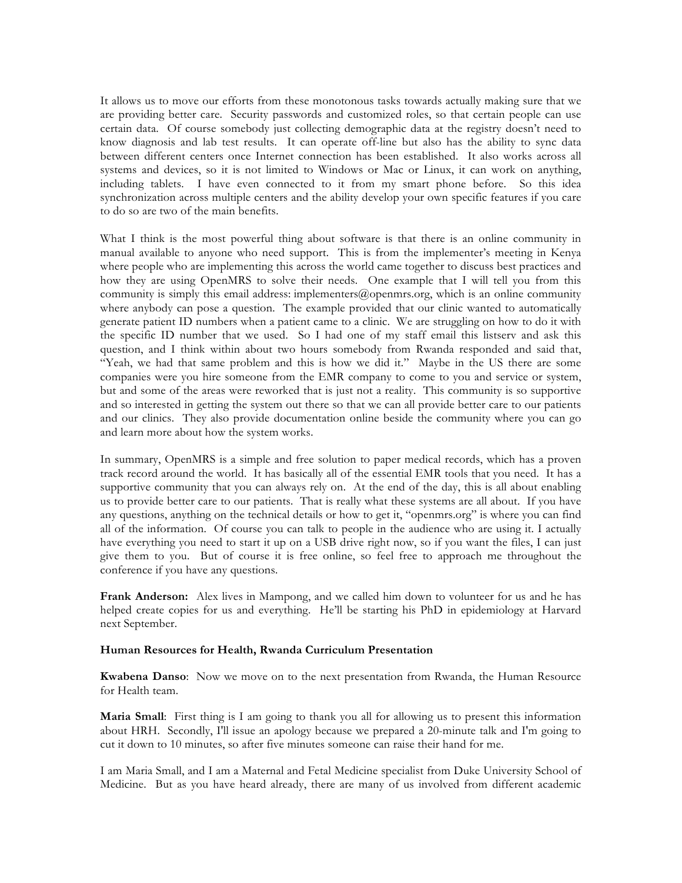It allows us to move our efforts from these monotonous tasks towards actually making sure that we are providing better care. Security passwords and customized roles, so that certain people can use certain data. Of course somebody just collecting demographic data at the registry doesn't need to know diagnosis and lab test results. It can operate off-line but also has the ability to sync data between different centers once Internet connection has been established. It also works across all systems and devices, so it is not limited to Windows or Mac or Linux, it can work on anything, including tablets. I have even connected to it from my smart phone before. So this idea synchronization across multiple centers and the ability develop your own specific features if you care to do so are two of the main benefits.

What I think is the most powerful thing about software is that there is an online community in manual available to anyone who need support. This is from the implementer's meeting in Kenya where people who are implementing this across the world came together to discuss best practices and how they are using OpenMRS to solve their needs. One example that I will tell you from this community is simply this email address: implementers@openmrs.org, which is an online community where anybody can pose a question. The example provided that our clinic wanted to automatically generate patient ID numbers when a patient came to a clinic. We are struggling on how to do it with the specific ID number that we used. So I had one of my staff email this listserv and ask this question, and I think within about two hours somebody from Rwanda responded and said that, "Yeah, we had that same problem and this is how we did it." Maybe in the US there are some companies were you hire someone from the EMR company to come to you and service or system, but and some of the areas were reworked that is just not a reality. This community is so supportive and so interested in getting the system out there so that we can all provide better care to our patients and our clinics. They also provide documentation online beside the community where you can go and learn more about how the system works.

In summary, OpenMRS is a simple and free solution to paper medical records, which has a proven track record around the world. It has basically all of the essential EMR tools that you need. It has a supportive community that you can always rely on. At the end of the day, this is all about enabling us to provide better care to our patients. That is really what these systems are all about. If you have any questions, anything on the technical details or how to get it, "openmrs.org" is where you can find all of the information. Of course you can talk to people in the audience who are using it. I actually have everything you need to start it up on a USB drive right now, so if you want the files, I can just give them to you. But of course it is free online, so feel free to approach me throughout the conference if you have any questions.

**Frank Anderson:** Alex lives in Mampong, and we called him down to volunteer for us and he has helped create copies for us and everything. He'll be starting his PhD in epidemiology at Harvard next September.

**Human Resources for Health, Rwanda Curriculum Presentation**

**Kwabena Danso**: Now we move on to the next presentation from Rwanda, the Human Resource for Health team.

**Maria Small**: First thing is I am going to thank you all for allowing us to present this information about HRH. Secondly, I'll issue an apology because we prepared a 20-minute talk and I'm going to cut it down to 10 minutes, so after five minutes someone can raise their hand for me.

I am Maria Small, and I am a Maternal and Fetal Medicine specialist from Duke University School of Medicine. But as you have heard already, there are many of us involved from different academic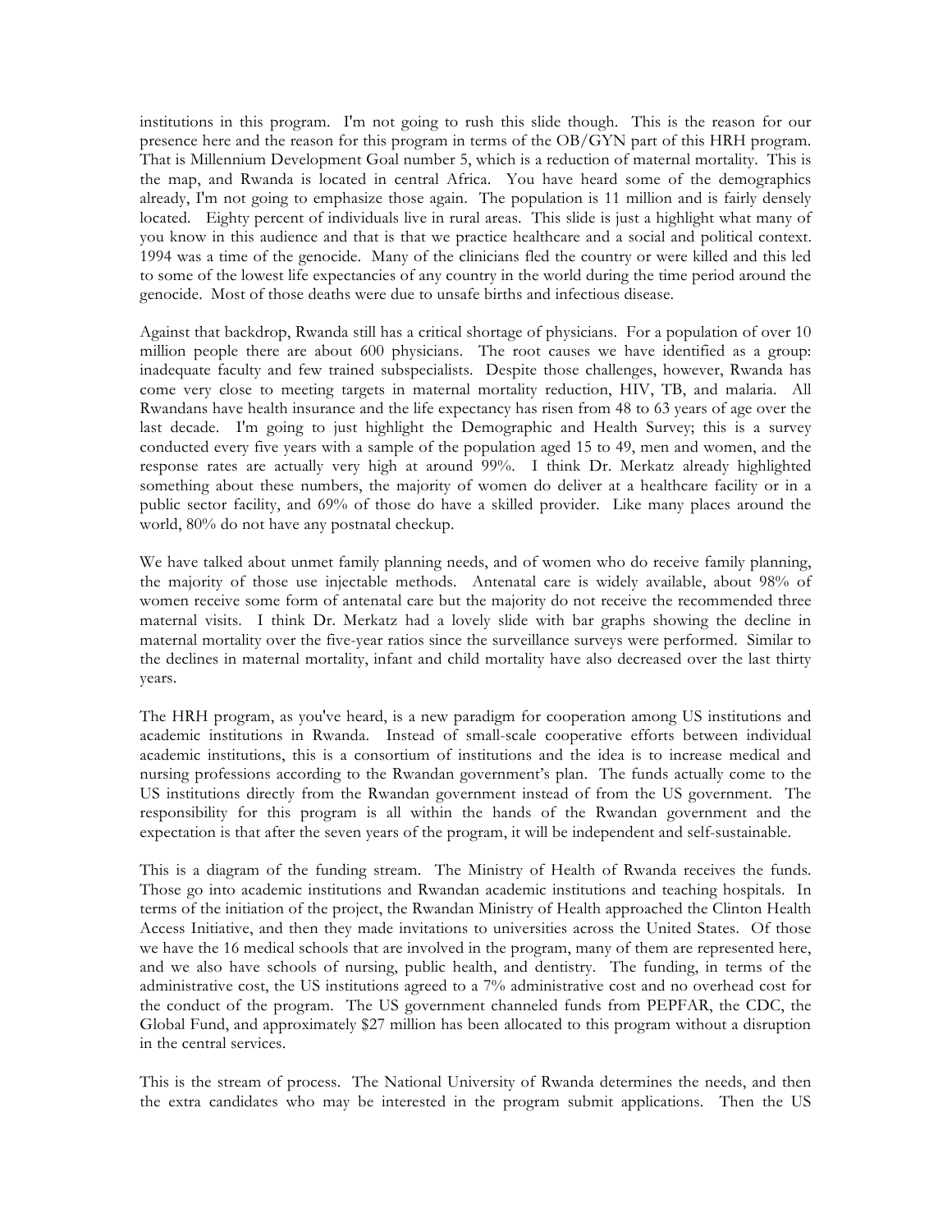institutions in this program. I'm not going to rush this slide though. This is the reason for our presence here and the reason for this program in terms of the OB/GYN part of this HRH program. That is Millennium Development Goal number 5, which is a reduction of maternal mortality. This is the map, and Rwanda is located in central Africa. You have heard some of the demographics already, I'm not going to emphasize those again. The population is 11 million and is fairly densely located. Eighty percent of individuals live in rural areas. This slide is just a highlight what many of you know in this audience and that is that we practice healthcare and a social and political context. 1994 was a time of the genocide. Many of the clinicians fled the country or were killed and this led to some of the lowest life expectancies of any country in the world during the time period around the genocide. Most of those deaths were due to unsafe births and infectious disease.

Against that backdrop, Rwanda still has a critical shortage of physicians. For a population of over 10 million people there are about 600 physicians. The root causes we have identified as a group: inadequate faculty and few trained subspecialists. Despite those challenges, however, Rwanda has come very close to meeting targets in maternal mortality reduction, HIV, TB, and malaria. All Rwandans have health insurance and the life expectancy has risen from 48 to 63 years of age over the last decade. I'm going to just highlight the Demographic and Health Survey; this is a survey conducted every five years with a sample of the population aged 15 to 49, men and women, and the response rates are actually very high at around 99%. I think Dr. Merkatz already highlighted something about these numbers, the majority of women do deliver at a healthcare facility or in a public sector facility, and 69% of those do have a skilled provider. Like many places around the world, 80% do not have any postnatal checkup.

We have talked about unmet family planning needs, and of women who do receive family planning, the majority of those use injectable methods. Antenatal care is widely available, about 98% of women receive some form of antenatal care but the majority do not receive the recommended three maternal visits. I think Dr. Merkatz had a lovely slide with bar graphs showing the decline in maternal mortality over the five-year ratios since the surveillance surveys were performed. Similar to the declines in maternal mortality, infant and child mortality have also decreased over the last thirty years.

The HRH program, as you've heard, is a new paradigm for cooperation among US institutions and academic institutions in Rwanda. Instead of small-scale cooperative efforts between individual academic institutions, this is a consortium of institutions and the idea is to increase medical and nursing professions according to the Rwandan government's plan. The funds actually come to the US institutions directly from the Rwandan government instead of from the US government. The responsibility for this program is all within the hands of the Rwandan government and the expectation is that after the seven years of the program, it will be independent and self-sustainable.

This is a diagram of the funding stream. The Ministry of Health of Rwanda receives the funds. Those go into academic institutions and Rwandan academic institutions and teaching hospitals. In terms of the initiation of the project, the Rwandan Ministry of Health approached the Clinton Health Access Initiative, and then they made invitations to universities across the United States. Of those we have the 16 medical schools that are involved in the program, many of them are represented here, and we also have schools of nursing, public health, and dentistry. The funding, in terms of the administrative cost, the US institutions agreed to a 7% administrative cost and no overhead cost for the conduct of the program. The US government channeled funds from PEPFAR, the CDC, the Global Fund, and approximately $27 million has been allocated to this program without a disruption in the central services.

This is the stream of process. The National University of Rwanda determines the needs, and then the extra candidates who may be interested in the program submit applications. Then the US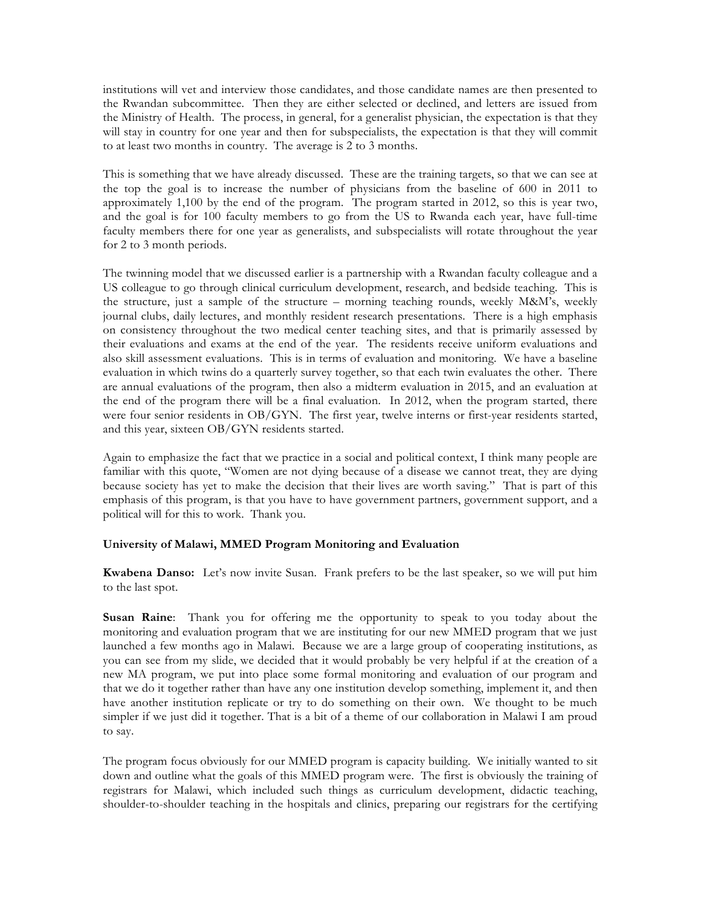institutions will vet and interview those candidates, and those candidate names are then presented to the Rwandan subcommittee. Then they are either selected or declined, and letters are issued from the Ministry of Health. The process, in general, for a generalist physician, the expectation is that they will stay in country for one year and then for subspecialists, the expectation is that they will commit to at least two months in country. The average is 2 to 3 months.

This is something that we have already discussed. These are the training targets, so that we can see at the top the goal is to increase the number of physicians from the baseline of 600 in 2011 to approximately 1,100 by the end of the program. The program started in 2012, so this is year two, and the goal is for 100 faculty members to go from the US to Rwanda each year, have full-time faculty members there for one year as generalists, and subspecialists will rotate throughout the year for 2 to 3 month periods.

The twinning model that we discussed earlier is a partnership with a Rwandan faculty colleague and a US colleague to go through clinical curriculum development, research, and bedside teaching. This is the structure, just a sample of the structure – morning teaching rounds, weekly M&M's, weekly journal clubs, daily lectures, and monthly resident research presentations. There is a high emphasis on consistency throughout the two medical center teaching sites, and that is primarily assessed by their evaluations and exams at the end of the year. The residents receive uniform evaluations and also skill assessment evaluations. This is in terms of evaluation and monitoring. We have a baseline evaluation in which twins do a quarterly survey together, so that each twin evaluates the other. There are annual evaluations of the program, then also a midterm evaluation in 2015, and an evaluation at the end of the program there will be a final evaluation. In 2012, when the program started, there were four senior residents in OB/GYN. The first year, twelve interns or first-year residents started, and this year, sixteen OB/GYN residents started.

Again to emphasize the fact that we practice in a social and political context, I think many people are familiar with this quote, "Women are not dying because of a disease we cannot treat, they are dying because society has yet to make the decision that their lives are worth saving." That is part of this emphasis of this program, is that you have to have government partners, government support, and a political will for this to work. Thank you.

**University of Malawi, MMED Program Monitoring and Evaluation**

**Kwabena Danso:** Let's now invite Susan. Frank prefers to be the last speaker, so we will put him to the last spot.

**Susan Raine**: Thank you for offering me the opportunity to speak to you today about the monitoring and evaluation program that we are instituting for our new MMED program that we just launched a few months ago in Malawi. Because we are a large group of cooperating institutions, as you can see from my slide, we decided that it would probably be very helpful if at the creation of a new MA program, we put into place some formal monitoring and evaluation of our program and that we do it together rather than have any one institution develop something, implement it, and then have another institution replicate or try to do something on their own. We thought to be much simpler if we just did it together. That is a bit of a theme of our collaboration in Malawi I am proud to say.

The program focus obviously for our MMED program is capacity building. We initially wanted to sit down and outline what the goals of this MMED program were. The first is obviously the training of registrars for Malawi, which included such things as curriculum development, didactic teaching, shoulder-to-shoulder teaching in the hospitals and clinics, preparing our registrars for the certifying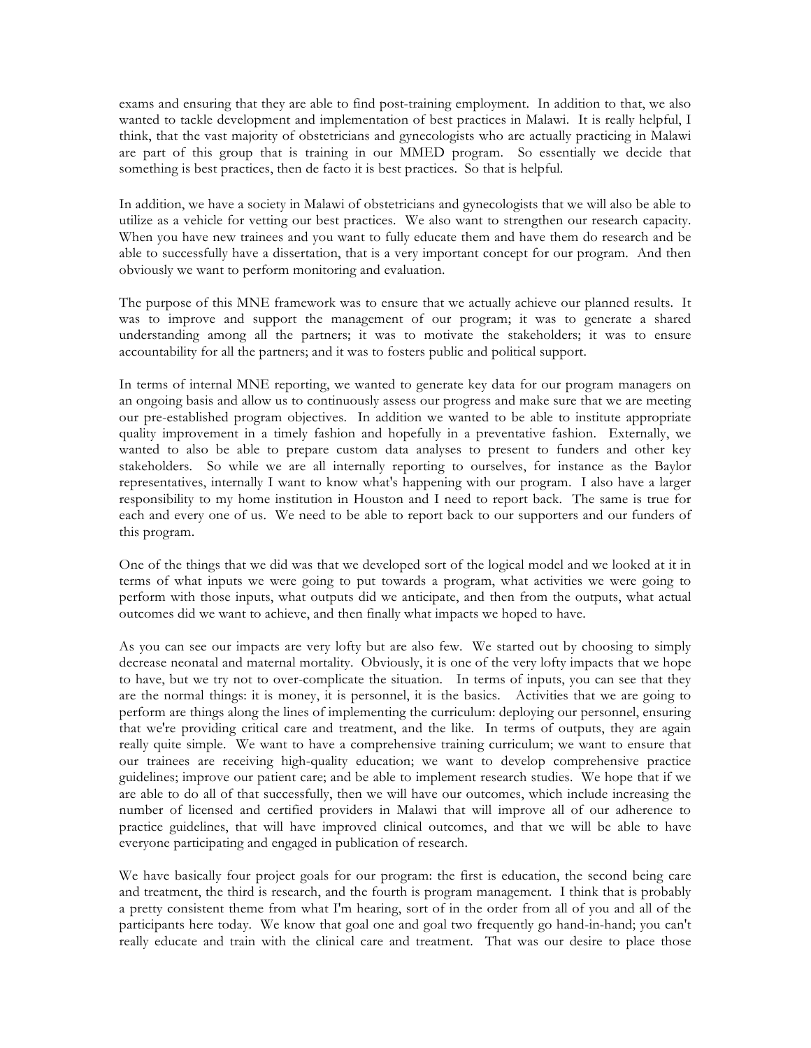exams and ensuring that they are able to find post-training employment. In addition to that, we also wanted to tackle development and implementation of best practices in Malawi. It is really helpful, I think, that the vast majority of obstetricians and gynecologists who are actually practicing in Malawi are part of this group that is training in our MMED program. So essentially we decide that something is best practices, then de facto it is best practices. So that is helpful.

In addition, we have a society in Malawi of obstetricians and gynecologists that we will also be able to utilize as a vehicle for vetting our best practices. We also want to strengthen our research capacity. When you have new trainees and you want to fully educate them and have them do research and be able to successfully have a dissertation, that is a very important concept for our program. And then obviously we want to perform monitoring and evaluation.

The purpose of this MNE framework was to ensure that we actually achieve our planned results. It was to improve and support the management of our program; it was to generate a shared understanding among all the partners; it was to motivate the stakeholders; it was to ensure accountability for all the partners; and it was to fosters public and political support.

In terms of internal MNE reporting, we wanted to generate key data for our program managers on an ongoing basis and allow us to continuously assess our progress and make sure that we are meeting our pre-established program objectives. In addition we wanted to be able to institute appropriate quality improvement in a timely fashion and hopefully in a preventative fashion. Externally, we wanted to also be able to prepare custom data analyses to present to funders and other key stakeholders. So while we are all internally reporting to ourselves, for instance as the Baylor representatives, internally I want to know what's happening with our program. I also have a larger responsibility to my home institution in Houston and I need to report back. The same is true for each and every one of us. We need to be able to report back to our supporters and our funders of this program.

One of the things that we did was that we developed sort of the logical model and we looked at it in terms of what inputs we were going to put towards a program, what activities we were going to perform with those inputs, what outputs did we anticipate, and then from the outputs, what actual outcomes did we want to achieve, and then finally what impacts we hoped to have.

As you can see our impacts are very lofty but are also few. We started out by choosing to simply decrease neonatal and maternal mortality. Obviously, it is one of the very lofty impacts that we hope to have, but we try not to over-complicate the situation. In terms of inputs, you can see that they are the normal things: it is money, it is personnel, it is the basics. Activities that we are going to perform are things along the lines of implementing the curriculum: deploying our personnel, ensuring that we're providing critical care and treatment, and the like. In terms of outputs, they are again really quite simple. We want to have a comprehensive training curriculum; we want to ensure that our trainees are receiving high-quality education; we want to develop comprehensive practice guidelines; improve our patient care; and be able to implement research studies. We hope that if we are able to do all of that successfully, then we will have our outcomes, which include increasing the number of licensed and certified providers in Malawi that will improve all of our adherence to practice guidelines, that will have improved clinical outcomes, and that we will be able to have everyone participating and engaged in publication of research.

We have basically four project goals for our program: the first is education, the second being care and treatment, the third is research, and the fourth is program management. I think that is probably a pretty consistent theme from what I'm hearing, sort of in the order from all of you and all of the participants here today. We know that goal one and goal two frequently go hand-in-hand; you can't really educate and train with the clinical care and treatment. That was our desire to place those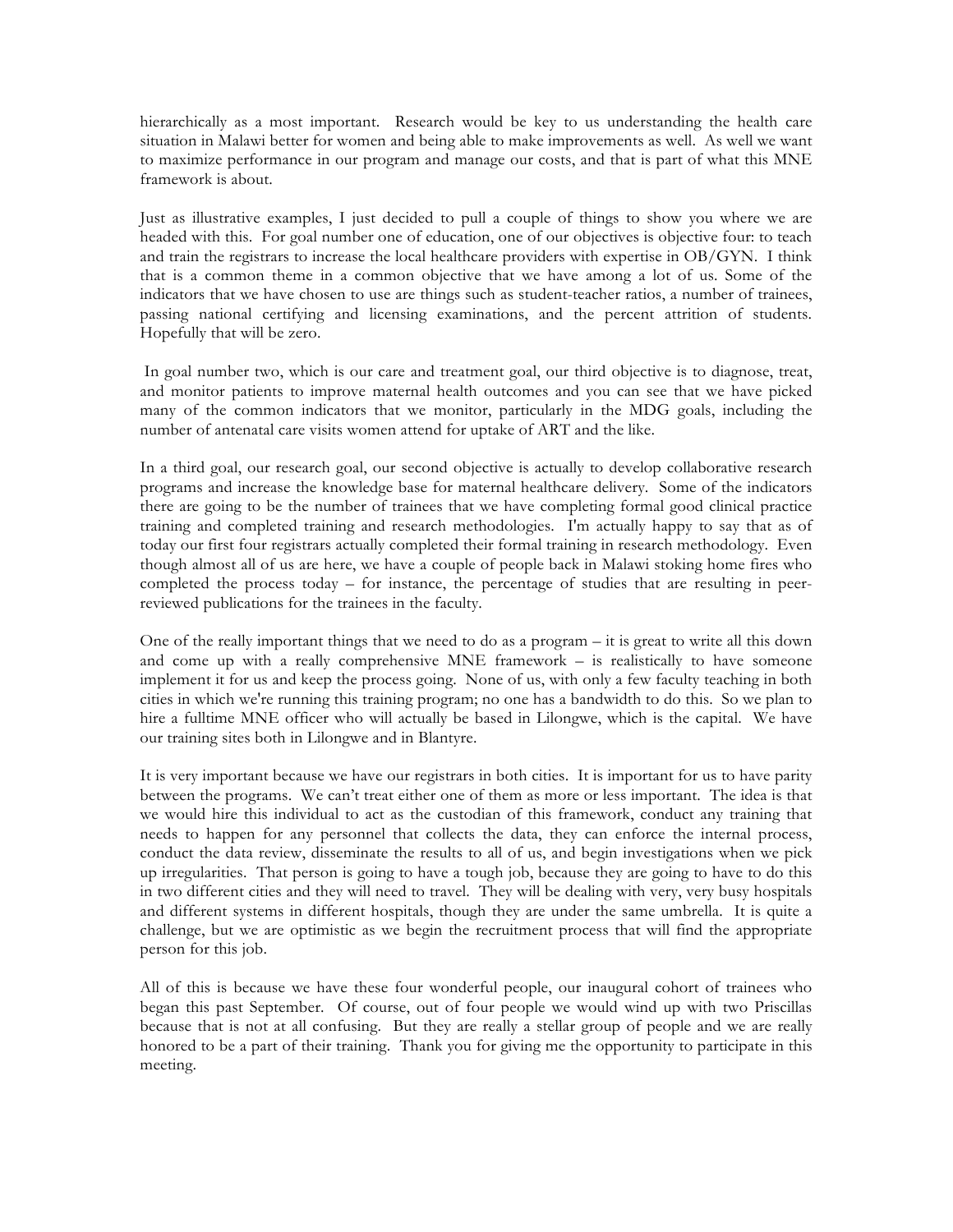hierarchically as a most important. Research would be key to us understanding the health care situation in Malawi better for women and being able to make improvements as well. As well we want to maximize performance in our program and manage our costs, and that is part of what this MNE framework is about.

Just as illustrative examples, I just decided to pull a couple of things to show you where we are headed with this. For goal number one of education, one of our objectives is objective four: to teach and train the registrars to increase the local healthcare providers with expertise in OB/GYN. I think that is a common theme in a common objective that we have among a lot of us. Some of the indicators that we have chosen to use are things such as student-teacher ratios, a number of trainees, passing national certifying and licensing examinations, and the percent attrition of students. Hopefully that will be zero.

In goal number two, which is our care and treatment goal, our third objective is to diagnose, treat, and monitor patients to improve maternal health outcomes and you can see that we have picked many of the common indicators that we monitor, particularly in the MDG goals, including the number of antenatal care visits women attend for uptake of ART and the like.

In a third goal, our research goal, our second objective is actually to develop collaborative research programs and increase the knowledge base for maternal healthcare delivery. Some of the indicators there are going to be the number of trainees that we have completing formal good clinical practice training and completed training and research methodologies. I'm actually happy to say that as of today our first four registrars actually completed their formal training in research methodology. Even though almost all of us are here, we have a couple of people back in Malawi stoking home fires who completed the process today – for instance, the percentage of studies that are resulting in peer-reviewed publications for the trainees in the faculty.

One of the really important things that we need to do as a program – it is great to write all this down and come up with a really comprehensive MNE framework – is realistically to have someone implement it for us and keep the process going. None of us, with only a few faculty teaching in both cities in which we're running this training program; no one has a bandwidth to do this. So we plan to hire a fulltime MNE officer who will actually be based in Lilongwe, which is the capital. We have our training sites both in Lilongwe and in Blantyre.

It is very important because we have our registrars in both cities. It is important for us to have parity between the programs. We can't treat either one of them as more or less important. The idea is that we would hire this individual to act as the custodian of this framework, conduct any training that needs to happen for any personnel that collects the data, they can enforce the internal process, conduct the data review, disseminate the results to all of us, and begin investigations when we pick up irregularities. That person is going to have a tough job, because they are going to have to do this in two different cities and they will need to travel. They will be dealing with very, very busy hospitals and different systems in different hospitals, though they are under the same umbrella. It is quite a challenge, but we are optimistic as we begin the recruitment process that will find the appropriate person for this job.

All of this is because we have these four wonderful people, our inaugural cohort of trainees who began this past September. Of course, out of four people we would wind up with two Priscillas because that is not at all confusing. But they are really a stellar group of people and we are really honored to be a part of their training. Thank you for giving me the opportunity to participate in this meeting.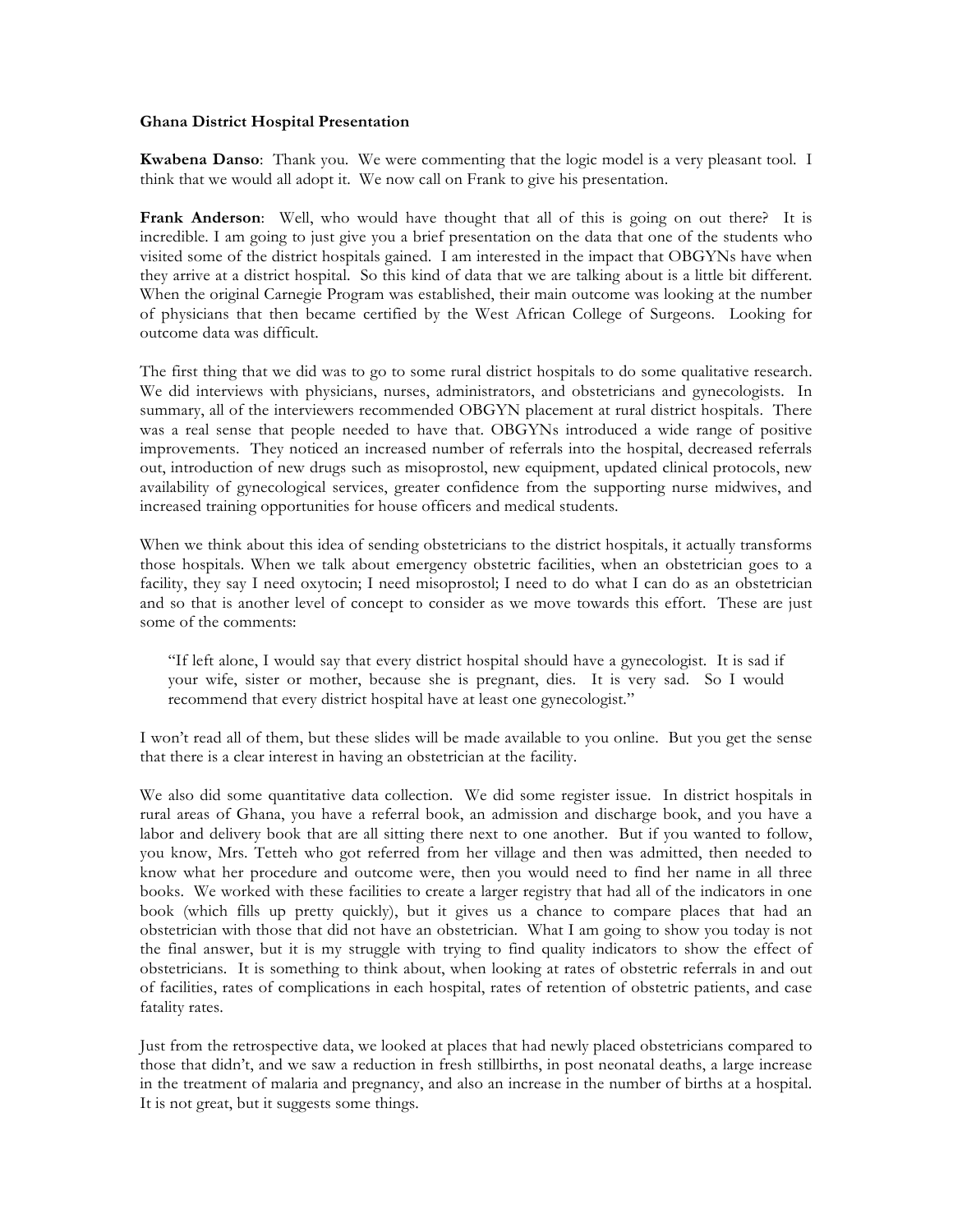**Ghana District Hospital Presentation**

**Kwabena Danso**: Thank you. We were commenting that the logic model is a very pleasant tool. I think that we would all adopt it. We now call on Frank to give his presentation.

**Frank Anderson**: Well, who would have thought that all of this is going on out there? It is incredible. I am going to just give you a brief presentation on the data that one of the students who visited some of the district hospitals gained. I am interested in the impact that OBGYNs have when they arrive at a district hospital. So this kind of data that we are talking about is a little bit different. When the original Carnegie Program was established, their main outcome was looking at the number of physicians that then became certified by the West African College of Surgeons. Looking for outcome data was difficult.

The first thing that we did was to go to some rural district hospitals to do some qualitative research. We did interviews with physicians, nurses, administrators, and obstetricians and gynecologists. In summary, all of the interviewers recommended OBGYN placement at rural district hospitals. There was a real sense that people needed to have that. OBGYNs introduced a wide range of positive improvements. They noticed an increased number of referrals into the hospital, decreased referrals out, introduction of new drugs such as misoprostol, new equipment, updated clinical protocols, new availability of gynecological services, greater confidence from the supporting nurse midwives, and increased training opportunities for house officers and medical students.

When we think about this idea of sending obstetricians to the district hospitals, it actually transforms those hospitals. When we talk about emergency obstetric facilities, when an obstetrician goes to a facility, they say I need oxytocin; I need misoprostol; I need to do what I can do as an obstetrician and so that is another level of concept to consider as we move towards this effort. These are just some of the comments:

> "If left alone, I would say that every district hospital should have a gynecologist. It is sad if your wife, sister or mother, because she is pregnant, dies. It is very sad. So I would recommend that every district hospital have at least one gynecologist."

I won't read all of them, but these slides will be made available to you online. But you get the sense that there is a clear interest in having an obstetrician at the facility.

We also did some quantitative data collection. We did some register issue. In district hospitals in rural areas of Ghana, you have a referral book, an admission and discharge book, and you have a labor and delivery book that are all sitting there next to one another. But if you wanted to follow, you know, Mrs. Tetteh who got referred from her village and then was admitted, then needed to know what her procedure and outcome were, then you would need to find her name in all three books. We worked with these facilities to create a larger registry that had all of the indicators in one book (which fills up pretty quickly), but it gives us a chance to compare places that had an obstetrician with those that did not have an obstetrician. What I am going to show you today is not the final answer, but it is my struggle with trying to find quality indicators to show the effect of obstetricians. It is something to think about, when looking at rates of obstetric referrals in and out of facilities, rates of complications in each hospital, rates of retention of obstetric patients, and case fatality rates.

Just from the retrospective data, we looked at places that had newly placed obstetricians compared to those that didn't, and we saw a reduction in fresh stillbirths, in post neonatal deaths, a large increase in the treatment of malaria and pregnancy, and also an increase in the number of births at a hospital. It is not great, but it suggests some things.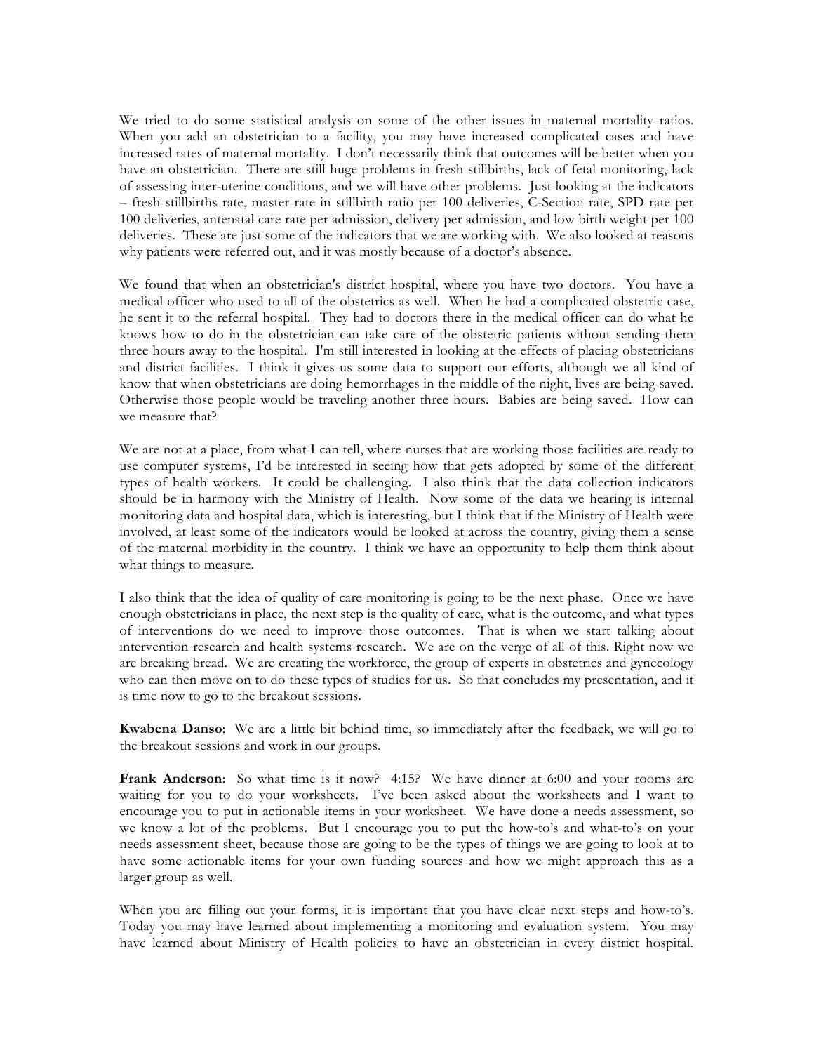We tried to do some statistical analysis on some of the other issues in maternal mortality ratios. When you add an obstetrician to a facility, you may have increased complicated cases and have increased rates of maternal mortality. I don't necessarily think that outcomes will be better when you have an obstetrician. There are still huge problems in fresh stillbirths, lack of fetal monitoring, lack of assessing inter-uterine conditions, and we will have other problems. Just looking at the indicators – fresh stillbirths rate, master rate in stillbirth ratio per 100 deliveries, C-Section rate, SPD rate per 100 deliveries, antenatal care rate per admission, delivery per admission, and low birth weight per 100 deliveries. These are just some of the indicators that we are working with. We also looked at reasons why patients were referred out, and it was mostly because of a doctor's absence.

We found that when an obstetrician's district hospital, where you have two doctors. You have a medical officer who used to all of the obstetrics as well. When he had a complicated obstetric case, he sent it to the referral hospital. They had to doctors there in the medical officer can do what he knows how to do in the obstetrician can take care of the obstetric patients without sending them three hours away to the hospital. I'm still interested in looking at the effects of placing obstetricians and district facilities. I think it gives us some data to support our efforts, although we all kind of know that when obstetricians are doing hemorrhages in the middle of the night, lives are being saved. Otherwise those people would be traveling another three hours. Babies are being saved. How can we measure that?

We are not at a place, from what I can tell, where nurses that are working those facilities are ready to use computer systems, I'd be interested in seeing how that gets adopted by some of the different types of health workers. It could be challenging. I also think that the data collection indicators should be in harmony with the Ministry of Health. Now some of the data we hearing is internal monitoring data and hospital data, which is interesting, but I think that if the Ministry of Health were involved, at least some of the indicators would be looked at across the country, giving them a sense of the maternal morbidity in the country. I think we have an opportunity to help them think about what things to measure.

I also think that the idea of quality of care monitoring is going to be the next phase. Once we have enough obstetricians in place, the next step is the quality of care, what is the outcome, and what types of interventions do we need to improve those outcomes. That is when we start talking about intervention research and health systems research. We are on the verge of all of this. Right now we are breaking bread. We are creating the workforce, the group of experts in obstetrics and gynecology who can then move on to do these types of studies for us. So that concludes my presentation, and it is time now to go to the breakout sessions.

**Kwabena Danso**: We are a little bit behind time, so immediately after the feedback, we will go to the breakout sessions and work in our groups.

**Frank Anderson**: So what time is it now? 4:15? We have dinner at 6:00 and your rooms are waiting for you to do your worksheets. I've been asked about the worksheets and I want to encourage you to put in actionable items in your worksheet. We have done a needs assessment, so we know a lot of the problems. But I encourage you to put the how-to's and what-to's on your needs assessment sheet, because those are going to be the types of things we are going to look at to have some actionable items for your own funding sources and how we might approach this as a larger group as well.

When you are filling out your forms, it is important that you have clear next steps and how-to's. Today you may have learned about implementing a monitoring and evaluation system. You may have learned about Ministry of Health policies to have an obstetrician in every district hospital.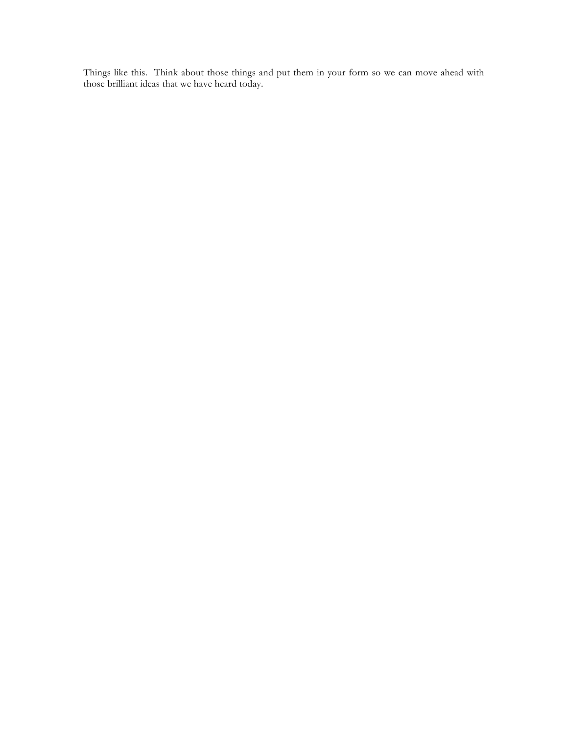Things like this.  Think about those things and put them in your form so we can move ahead with those brilliant ideas that we have heard today.